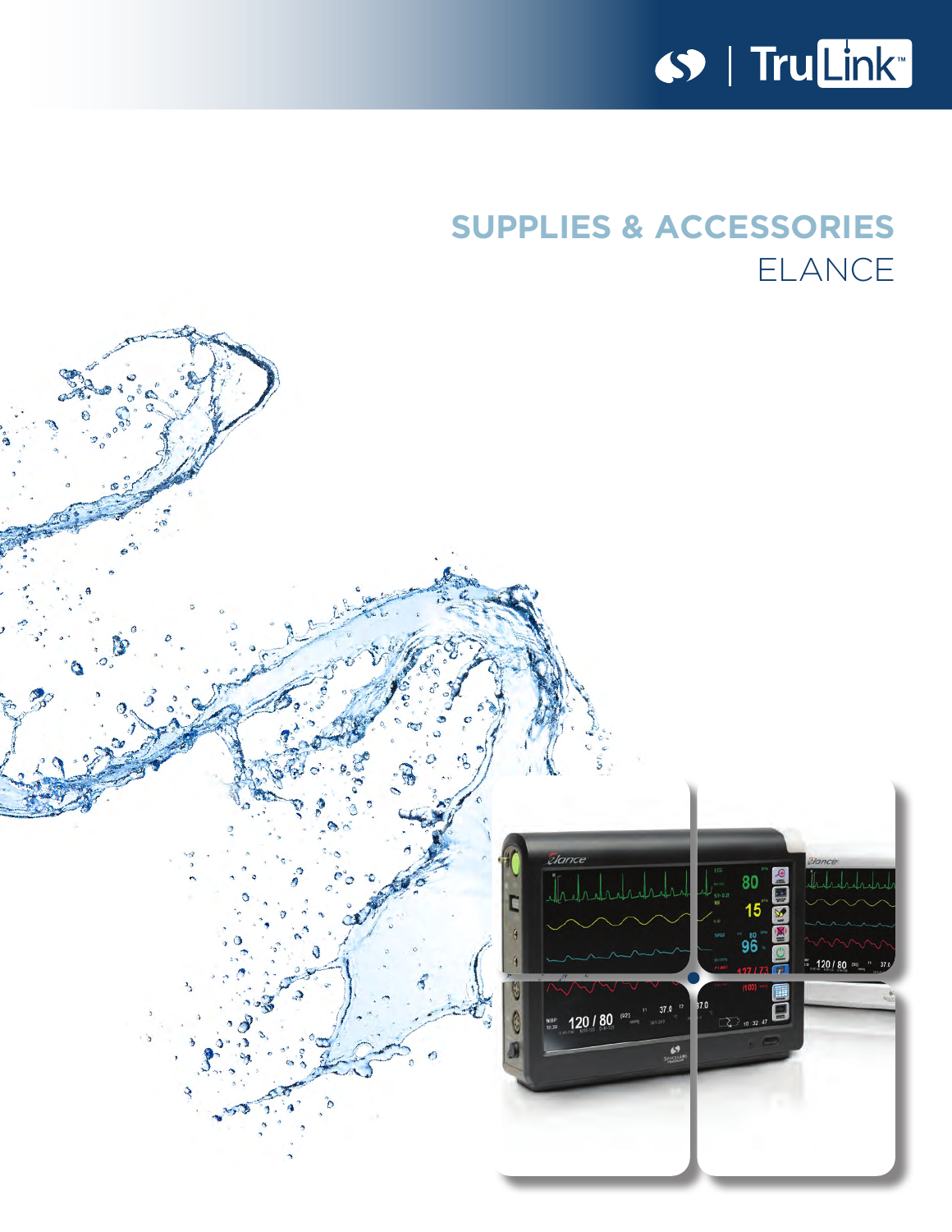TruLink™

# SUPPLIES & ACCESSORIES

## ELANCE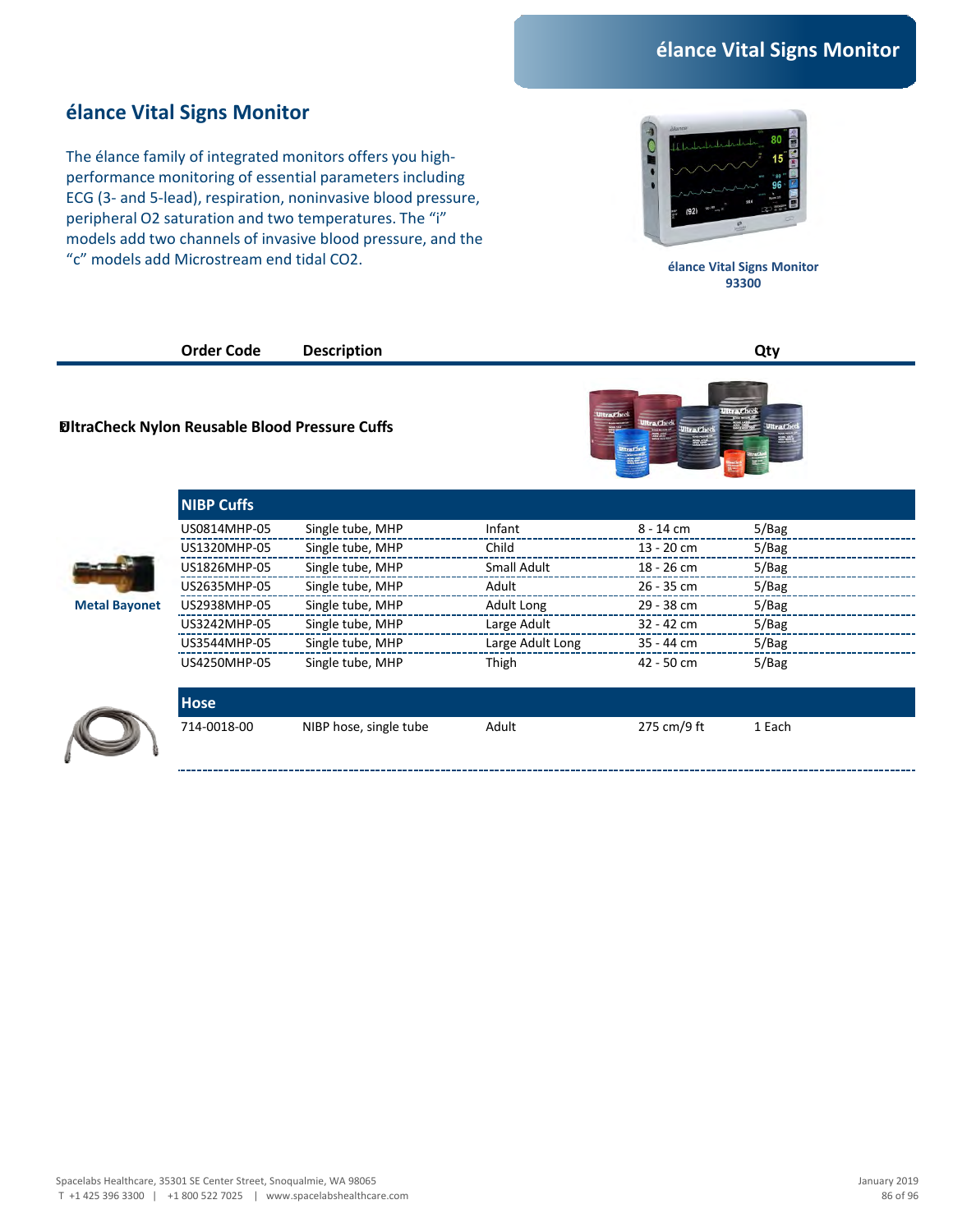## élance Vital Signs Monitor

The élance family of integrated monitors offers you high-performance monitoring of essential parameters including ECG (3- and 5-lead), respiration, noninvasive blood pressure, peripheral O2 saturation and two temperatures. The "i" models add two channels of invasive blood pressure, and the "c" models add Microstream end tidal CO2.

**élance Vital Signs Monitor**
**93300**

| Order Code | Description | | | Qty |
|---|---|---|---|---|

**UltraCheck Nylon Reusable Blood Pressure Cuffs**

Metal Bayonet

| NIBP Cuffs | | | | |
|---|---|---|---|---|
| US0814MHP-05 | Single tube, MHP | Infant | 8 - 14 cm | 5/Bag |
| US1320MHP-05 | Single tube, MHP | Child | 13 - 20 cm | 5/Bag |
| US1826MHP-05 | Single tube, MHP | Small Adult | 18 - 26 cm | 5/Bag |
| US2635MHP-05 | Single tube, MHP | Adult | 26 - 35 cm | 5/Bag |
| US2938MHP-05 | Single tube, MHP | Adult Long | 29 - 38 cm | 5/Bag |
| US3242MHP-05 | Single tube, MHP | Large Adult | 32 - 42 cm | 5/Bag |
| US3544MHP-05 | Single tube, MHP | Large Adult Long | 35 - 44 cm | 5/Bag |
| US4250MHP-05 | Single tube, MHP | Thigh | 42 - 50 cm | 5/Bag |

| Hose | | | | |
|---|---|---|---|---|
| 714-0018-00 | NIBP hose, single tube | Adult | 275 cm/9 ft | 1 Each |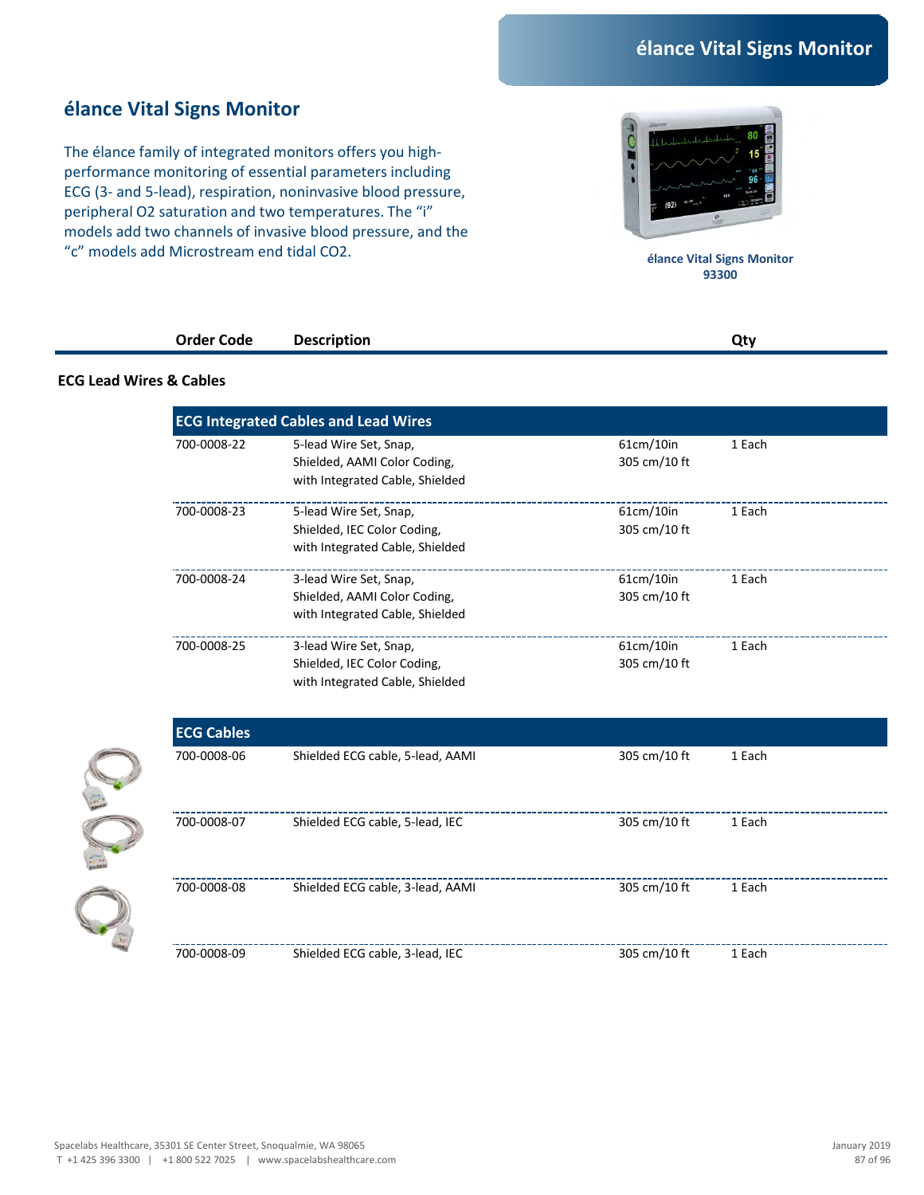## élance Vital Signs Monitor

The élance family of integrated monitors offers you high-performance monitoring of essential parameters including ECG (3- and 5-lead), respiration, noninvasive blood pressure, peripheral O2 saturation and two temperatures. The "i" models add two channels of invasive blood pressure, and the "c" models add Microstream end tidal CO2.

**élance Vital Signs Monitor**
**93300**

| Order Code | Description | | Qty |
|---|---|---|---|
| **ECG Lead Wires & Cables** | | | |
| **ECG Integrated Cables and Lead Wires** | | | |
| 700-0008-22 | 5-lead Wire Set, Snap, Shielded, AAMI Color Coding, with Integrated Cable, Shielded | 61cm/10in<br>305 cm/10 ft | 1 Each |
| 700-0008-23 | 5-lead Wire Set, Snap, Shielded, IEC Color Coding, with Integrated Cable, Shielded | 61cm/10in<br>305 cm/10 ft | 1 Each |
| 700-0008-24 | 3-lead Wire Set, Snap, Shielded, AAMI Color Coding, with Integrated Cable, Shielded | 61cm/10in<br>305 cm/10 ft | 1 Each |
| 700-0008-25 | 3-lead Wire Set, Snap, Shielded, IEC Color Coding, with Integrated Cable, Shielded | 61cm/10in<br>305 cm/10 ft | 1 Each |
| **ECG Cables** | | | |
| 700-0008-06 | Shielded ECG cable, 5-lead, AAMI | 305 cm/10 ft | 1 Each |
| 700-0008-07 | Shielded ECG cable, 5-lead, IEC | 305 cm/10 ft | 1 Each |
| 700-0008-08 | Shielded ECG cable, 3-lead, AAMI | 305 cm/10 ft | 1 Each |
| 700-0008-09 | Shielded ECG cable, 3-lead, IEC | 305 cm/10 ft | 1 Each |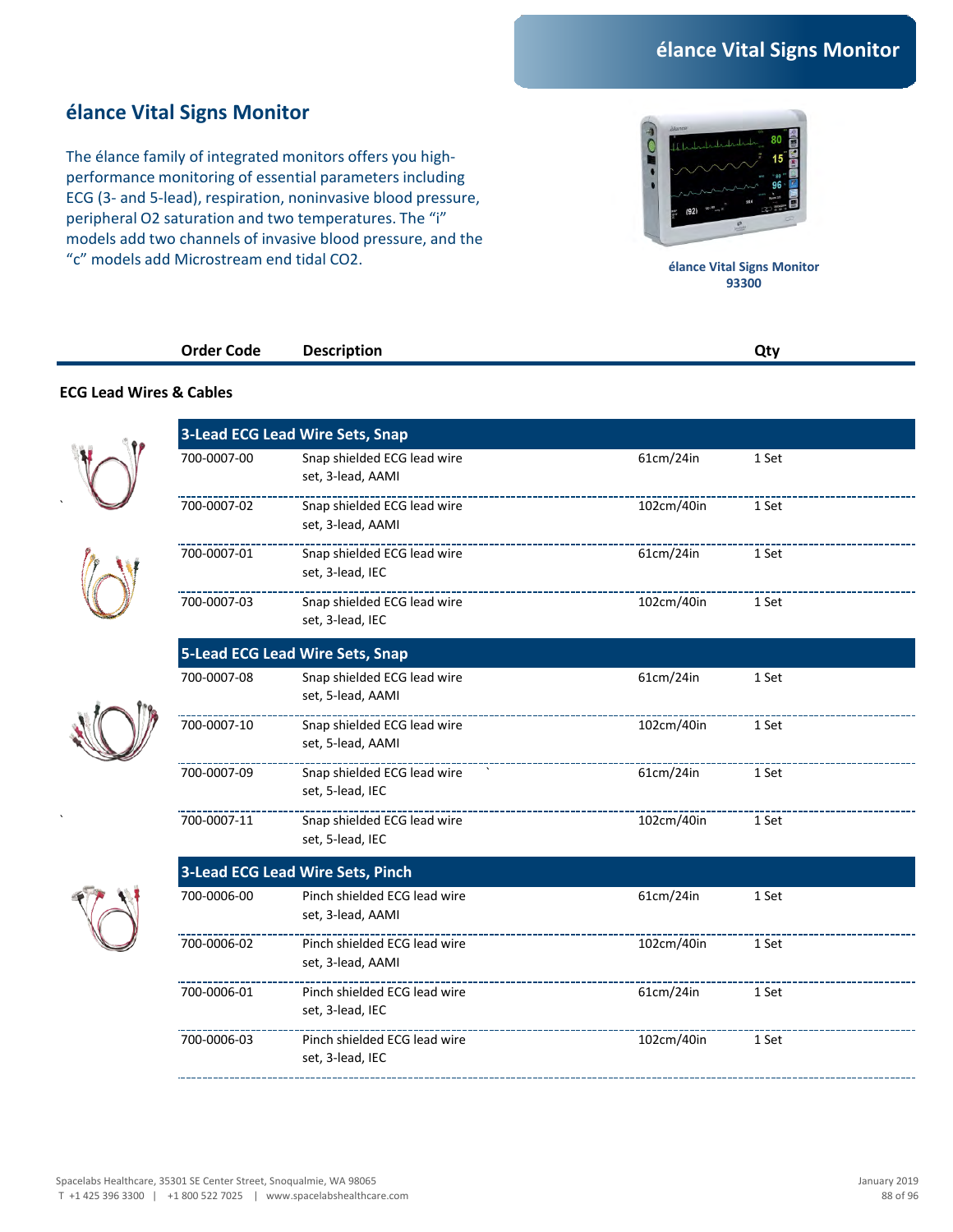## élance Vital Signs Monitor

The élance family of integrated monitors offers you high-performance monitoring of essential parameters including ECG (3- and 5-lead), respiration, noninvasive blood pressure, peripheral O2 saturation and two temperatures. The "i" models add two channels of invasive blood pressure, and the "c" models add Microstream end tidal CO2.

**élance Vital Signs Monitor**
**93300**

### ECG Lead Wires & Cables

| Order Code | Description | | Qty |
|---|---|---|---|
| **3-Lead ECG Lead Wire Sets, Snap** | | | |
| 700-0007-00 | Snap shielded ECG lead wire set, 3-lead, AAMI | 61cm/24in | 1 Set |
| 700-0007-02 | Snap shielded ECG lead wire set, 3-lead, AAMI | 102cm/40in | 1 Set |
| 700-0007-01 | Snap shielded ECG lead wire set, 3-lead, IEC | 61cm/24in | 1 Set |
| 700-0007-03 | Snap shielded ECG lead wire set, 3-lead, IEC | 102cm/40in | 1 Set |
| **5-Lead ECG Lead Wire Sets, Snap** | | | |
| 700-0007-08 | Snap shielded ECG lead wire set, 5-lead, AAMI | 61cm/24in | 1 Set |
| 700-0007-10 | Snap shielded ECG lead wire set, 5-lead, AAMI | 102cm/40in | 1 Set |
| 700-0007-09 | Snap shielded ECG lead wire set, 5-lead, IEC | 61cm/24in | 1 Set |
| 700-0007-11 | Snap shielded ECG lead wire set, 5-lead, IEC | 102cm/40in | 1 Set |
| **3-Lead ECG Lead Wire Sets, Pinch** | | | |
| 700-0006-00 | Pinch shielded ECG lead wire set, 3-lead, AAMI | 61cm/24in | 1 Set |
| 700-0006-02 | Pinch shielded ECG lead wire set, 3-lead, AAMI | 102cm/40in | 1 Set |
| 700-0006-01 | Pinch shielded ECG lead wire set, 3-lead, IEC | 61cm/24in | 1 Set |
| 700-0006-03 | Pinch shielded ECG lead wire set, 3-lead, IEC | 102cm/40in | 1 Set |

Spacelabs Healthcare, 35301 SE Center Street, Snoqualmie, WA 98065
T +1 425 396 3300 | +1 800 522 7025 | www.spacelabshealthcare.com

January 2019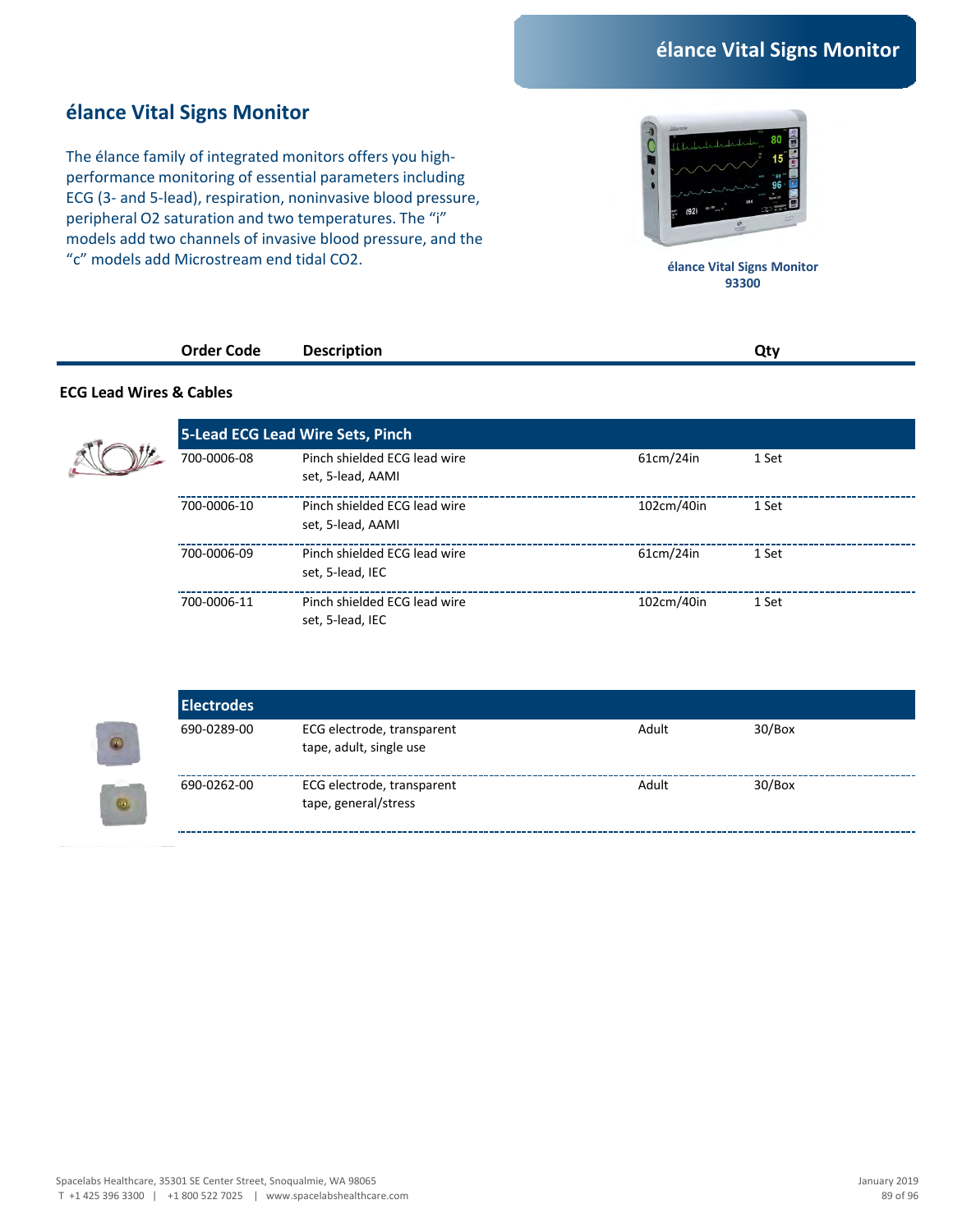## élance Vital Signs Monitor

The élance family of integrated monitors offers you high-performance monitoring of essential parameters including ECG (3- and 5-lead), respiration, noninvasive blood pressure, peripheral O2 saturation and two temperatures. The “i” models add two channels of invasive blood pressure, and the “c” models add Microstream end tidal CO2.

élance Vital Signs Monitor
93300

### ECG Lead Wires & Cables

| Order Code | Description | | Qty |
|---|---|---|---|
| **5-Lead ECG Lead Wire Sets, Pinch** | | | |
| 700-0006-08 | Pinch shielded ECG lead wire set, 5-lead, AAMI | 61cm/24in | 1 Set |
| 700-0006-10 | Pinch shielded ECG lead wire set, 5-lead, AAMI | 102cm/40in | 1 Set |
| 700-0006-09 | Pinch shielded ECG lead wire set, 5-lead, IEC | 61cm/24in | 1 Set |
| 700-0006-11 | Pinch shielded ECG lead wire set, 5-lead, IEC | 102cm/40in | 1 Set |
| **Electrodes** | | | |
| 690-0289-00 | ECG electrode, transparent tape, adult, single use | Adult | 30/Box |
| 690-0262-00 | ECG electrode, transparent tape, general/stress | Adult | 30/Box |

Spacelabs Healthcare, 35301 SE Center Street, Snoqualmie, WA 98065
T +1 425 396 3300 | +1 800 522 7025 | www.spacelabshealthcare.com

January 2019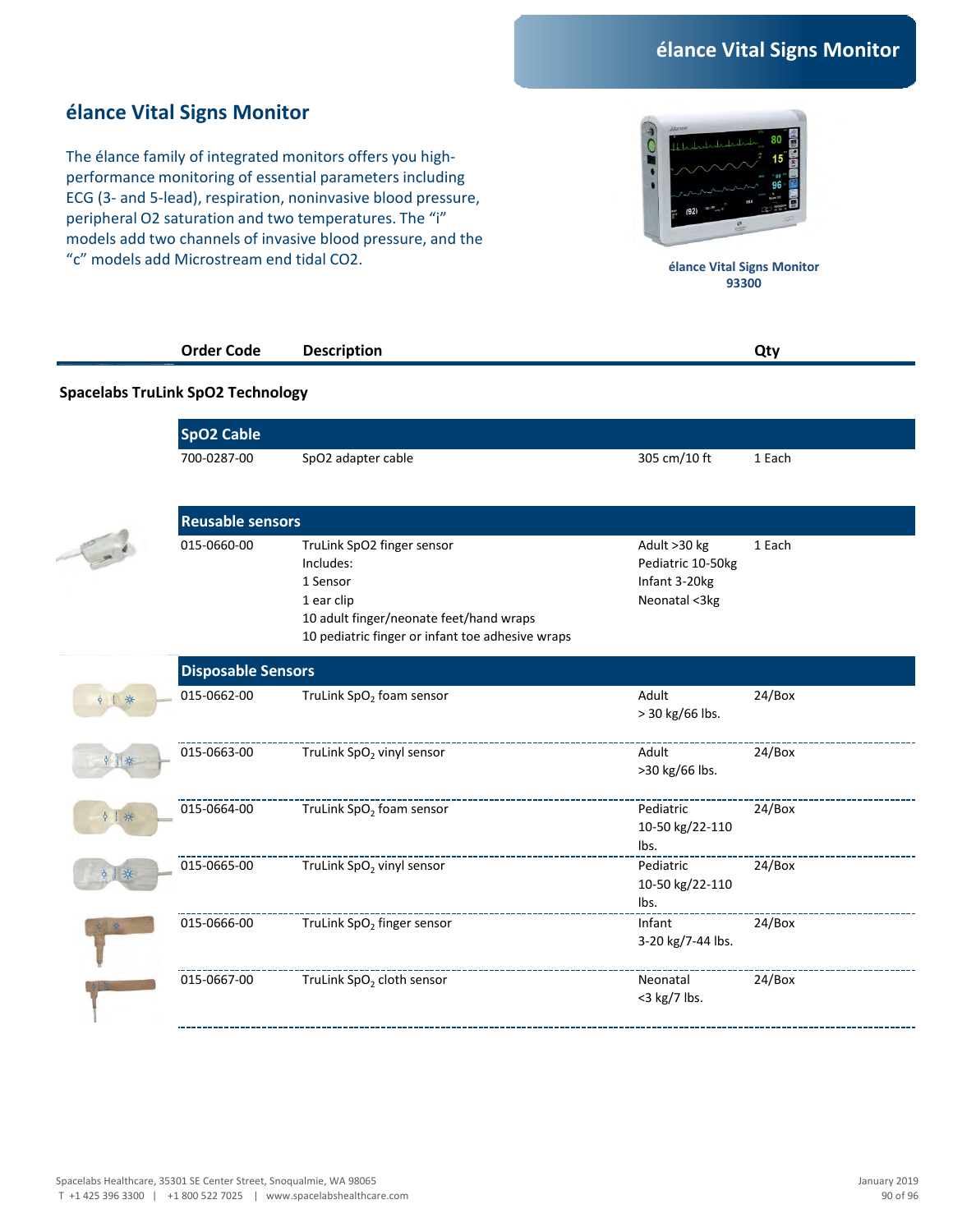## élance Vital Signs Monitor

The élance family of integrated monitors offers you high-performance monitoring of essential parameters including ECG (3- and 5-lead), respiration, noninvasive blood pressure, peripheral O2 saturation and two temperatures. The "i" models add two channels of invasive blood pressure, and the "c" models add Microstream end tidal CO2.

élance Vital Signs Monitor
93300

### Spacelabs TruLink SpO2 Technology

| Order Code | Description | | Qty |
|---|---|---|---|
| **SpO2 Cable** | | | |
| 700-0287-00 | SpO2 adapter cable | 305 cm/10 ft | 1 Each |
| **Reusable sensors** | | | |
| 015-0660-00 | TruLink SpO2 finger sensor<br>Includes:<br>1 Sensor<br>1 ear clip<br>10 adult finger/neonate feet/hand wraps<br>10 pediatric finger or infant toe adhesive wraps | Adult >30 kg<br>Pediatric 10-50kg<br>Infant 3-20kg<br>Neonatal <3kg | 1 Each |
| **Disposable Sensors** | | | |
| 015-0662-00 | TruLink $SpO_2$ foam sensor | Adult<br>> 30 kg/66 lbs. | 24/Box |
| 015-0663-00 | TruLink $SpO_2$ vinyl sensor | Adult<br>>30 kg/66 lbs. | 24/Box |
| 015-0664-00 | TruLink $SpO_2$ foam sensor | Pediatric<br>10-50 kg/22-110 lbs. | 24/Box |
| 015-0665-00 | TruLink $SpO_2$ vinyl sensor | Pediatric<br>10-50 kg/22-110 lbs. | 24/Box |
| 015-0666-00 | TruLink $SpO_2$ finger sensor | Infant<br>3-20 kg/7-44 lbs. | 24/Box |
| 015-0667-00 | TruLink $SpO_2$ cloth sensor | Neonatal<br><3 kg/7 lbs. | 24/Box |

Spacelabs Healthcare, 35301 SE Center Street, Snoqualmie, WA 98065
T +1 425 396 3300 | +1 800 522 7025 | www.spacelabshealthcare.com

January 2019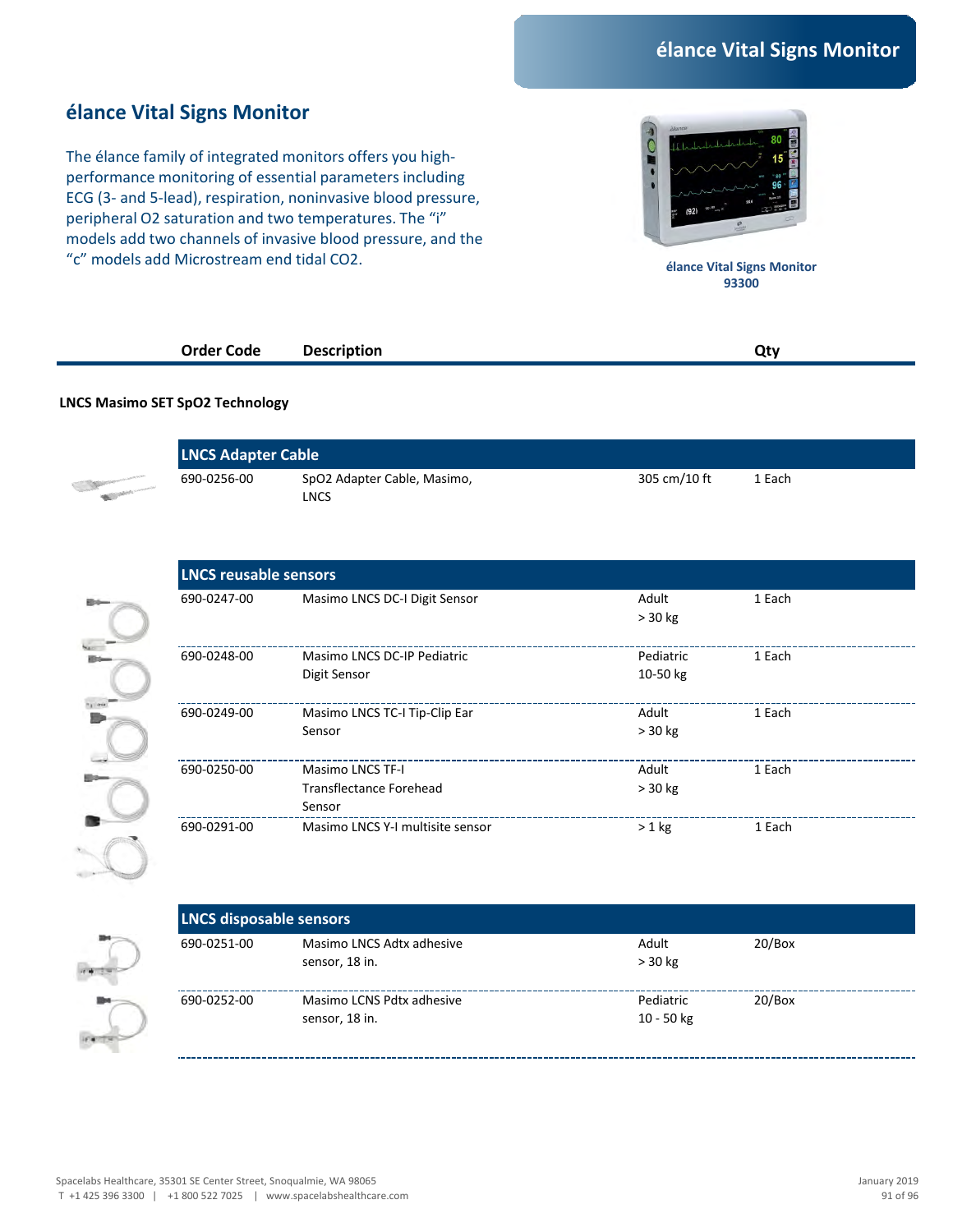## élance Vital Signs Monitor

The élance family of integrated monitors offers you high-performance monitoring of essential parameters including ECG (3- and 5-lead), respiration, noninvasive blood pressure, peripheral O2 saturation and two temperatures. The "i" models add two channels of invasive blood pressure, and the "c" models add Microstream end tidal CO2.

élance Vital Signs Monitor
93300

**LNCS Masimo SET SpO2 Technology**

| Order Code | Description | | Qty |
|---|---|---|---|
| **LNCS Adapter Cable** | | | |
| 690-0256-00 | SpO2 Adapter Cable, Masimo, LNCS | 305 cm/10 ft | 1 Each |
| **LNCS reusable sensors** | | | |
| 690-0247-00 | Masimo LNCS DC-I Digit Sensor | Adult > 30 kg | 1 Each |
| 690-0248-00 | Masimo LNCS DC-IP Pediatric Digit Sensor | Pediatric 10-50 kg | 1 Each |
| 690-0249-00 | Masimo LNCS TC-I Tip-Clip Ear Sensor | Adult > 30 kg | 1 Each |
| 690-0250-00 | Masimo LNCS TF-I Transflectance Forehead Sensor | Adult > 30 kg | 1 Each |
| 690-0291-00 | Masimo LNCS Y-I multisite sensor | > 1 kg | 1 Each |
| **LNCS disposable sensors** | | | |
| 690-0251-00 | Masimo LNCS Adtx adhesive sensor, 18 in. | Adult > 30 kg | 20/Box |
| 690-0252-00 | Masimo LCNS Pdtx adhesive sensor, 18 in. | Pediatric 10 - 50 kg | 20/Box |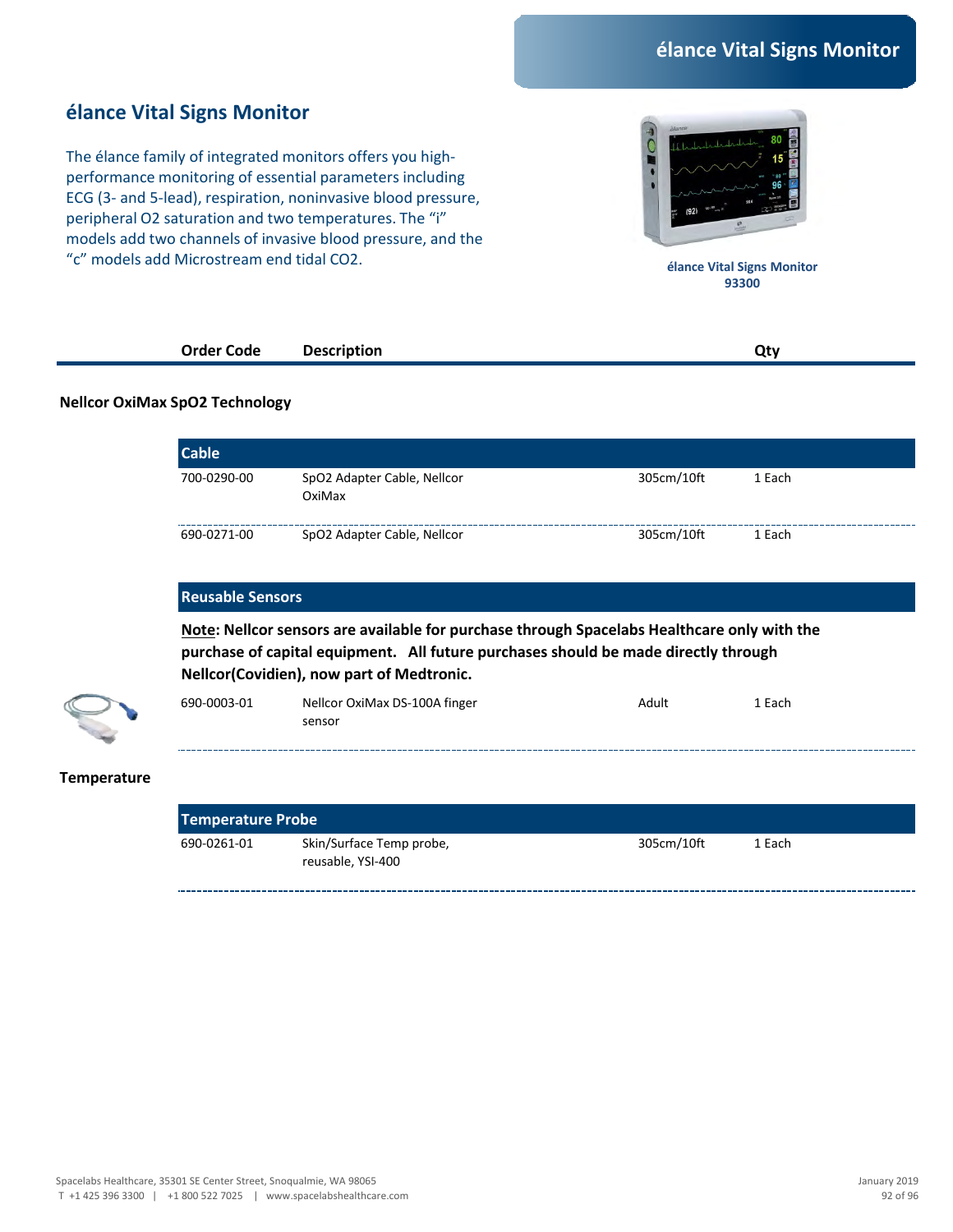## élance Vital Signs Monitor

The élance family of integrated monitors offers you high-performance monitoring of essential parameters including ECG (3- and 5-lead), respiration, noninvasive blood pressure, peripheral O2 saturation and two temperatures. The "i" models add two channels of invasive blood pressure, and the "c" models add Microstream end tidal CO2.

élance Vital Signs Monitor
93300

| Order Code | Description | | Qty |
|---|---|---|---|

### Nellcor OxiMax SpO2 Technology

**Cable**

| Order Code | Description | | Qty |
|---|---|---|---|
| 700-0290-00 | SpO2 Adapter Cable, Nellcor OxiMax | 305cm/10ft | 1 Each |
| 690-0271-00 | SpO2 Adapter Cable, Nellcor | 305cm/10ft | 1 Each |

**Reusable Sensors**

**<u>Note</u>: Nellcor sensors are available for purchase through Spacelabs Healthcare only with the purchase of capital equipment. All future purchases should be made directly through Nellcor(Covidien), now part of Medtronic.**

| Order Code | Description | | Qty |
|---|---|---|---|
| 690-0003-01 | Nellcor OxiMax DS-100A finger sensor | Adult | 1 Each |

### Temperature

**Temperature Probe**

| Order Code | Description | | Qty |
|---|---|---|---|
| 690-0261-01 | Skin/Surface Temp probe, reusable, YSI-400 | 305cm/10ft | 1 Each |

Spacelabs Healthcare, 35301 SE Center Street, Snoqualmie, WA 98065
T +1 425 396 3300 | +1 800 522 7025 | www.spacelabshealthcare.com

January 2019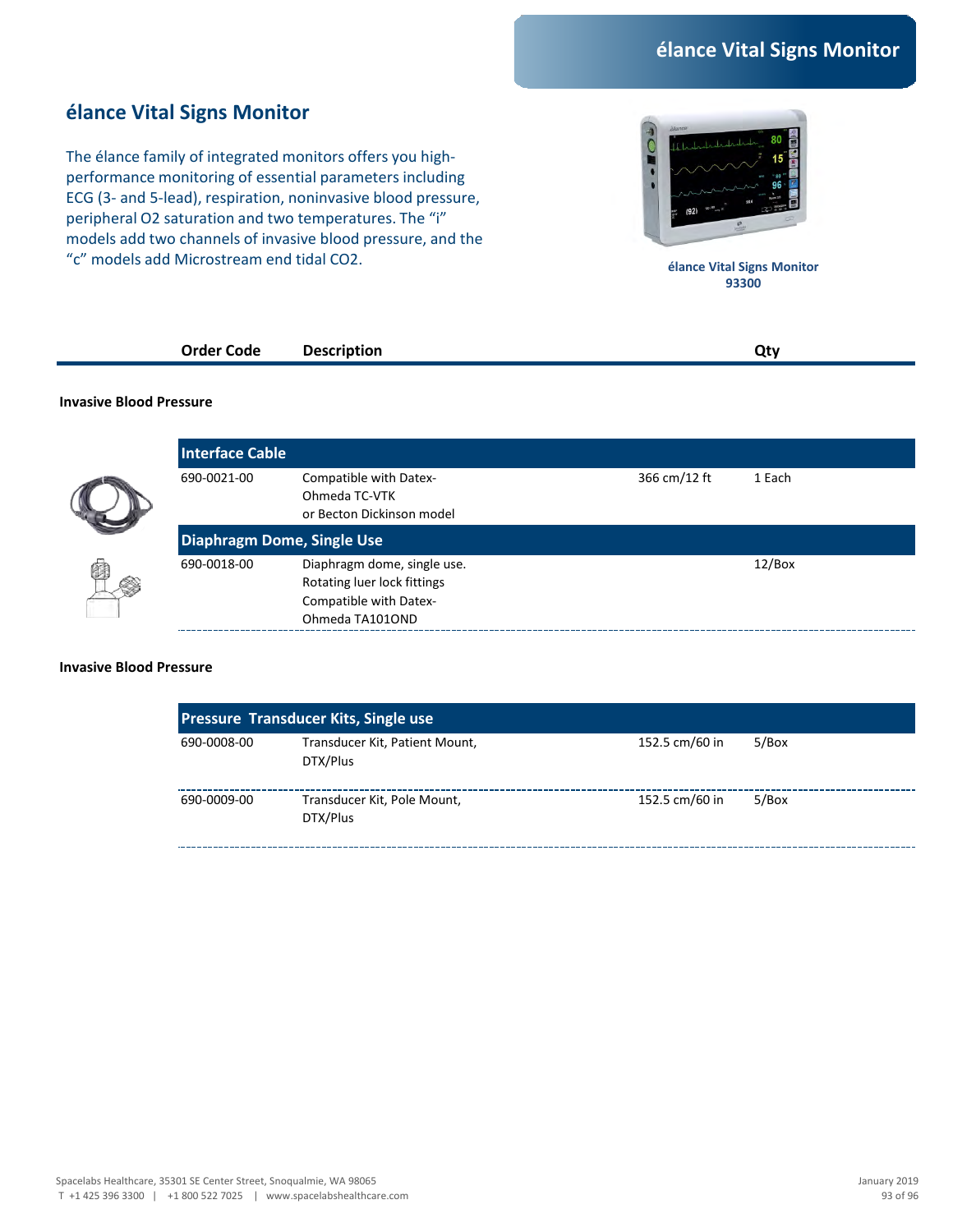## élance Vital Signs Monitor

The élance family of integrated monitors offers you high-performance monitoring of essential parameters including ECG (3- and 5-lead), respiration, noninvasive blood pressure, peripheral O2 saturation and two temperatures. The “i” models add two channels of invasive blood pressure, and the “c” models add Microstream end tidal CO2.

élance Vital Signs Monitor
93300

**Invasive Blood Pressure**

| Order Code | Description | | Qty |
|---|---|---|---|
| **Interface Cable** | | | |
| 690-0021-00 | Compatible with Datex-Ohmeda TC-VTK or Becton Dickinson model | 366 cm/12 ft | 1 Each |
| **Diaphragm Dome, Single Use** | | | |
| 690-0018-00 | Diaphragm dome, single use. Rotating luer lock fittings Compatible with Datex-Ohmeda TA101OND | | 12/Box |

**Invasive Blood Pressure**

| Order Code | Description | | Qty |
|---|---|---|---|
| **Pressure Transducer Kits, Single use** | | | |
| 690-0008-00 | Transducer Kit, Patient Mount, DTX/Plus | 152.5 cm/60 in | 5/Box |
| 690-0009-00 | Transducer Kit, Pole Mount, DTX/Plus | 152.5 cm/60 in | 5/Box |

Spacelabs Healthcare, 35301 SE Center Street, Snoqualmie, WA 98065
T +1 425 396 3300 | +1 800 522 7025 | www.spacelabshealthcare.com

January 2019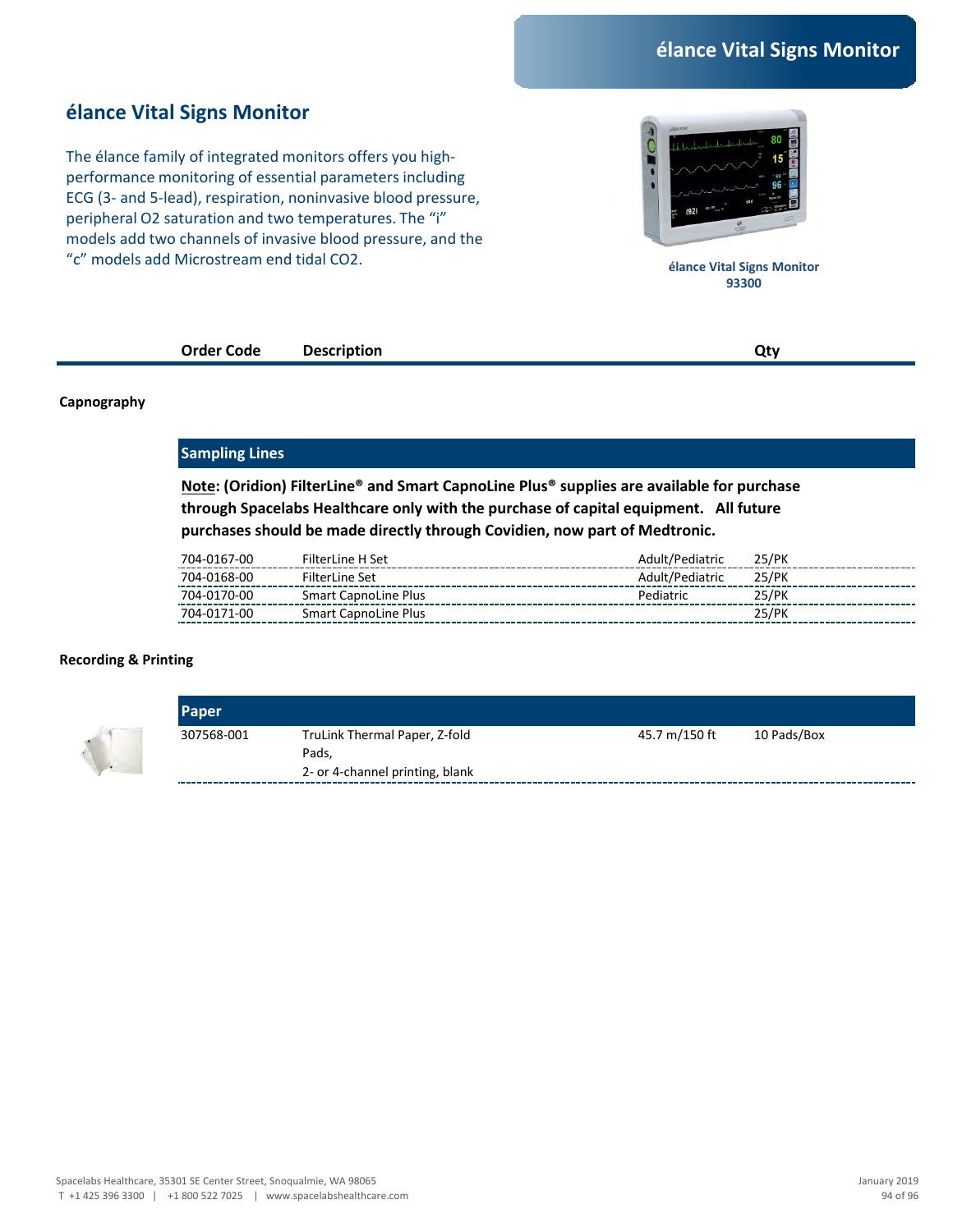# élance Vital Signs Monitor

## élance Vital Signs Monitor

The élance family of integrated monitors offers you high-performance monitoring of essential parameters including ECG (3- and 5-lead), respiration, noninvasive blood pressure, peripheral O2 saturation and two temperatures. The "i" models add two channels of invasive blood pressure, and the "c" models add Microstream end tidal CO2.

**élance Vital Signs Monitor**
**93300**

| Order Code | Description | | Qty |
|---|---|---|---|

### Capnography

#### Sampling Lines

**<u>Note</u>: (Oridion) FilterLine® and Smart CapnoLine Plus® supplies are available for purchase through Spacelabs Healthcare only with the purchase of capital equipment. All future purchases should be made directly through Covidien, now part of Medtronic.**

| Order Code | Description | | Qty |
|---|---|---|---|
| 704-0167-00 | FilterLine H Set | Adult/Pediatric | 25/PK |
| 704-0168-00 | FilterLine Set | Adult/Pediatric | 25/PK |
| 704-0170-00 | Smart CapnoLine Plus | Pediatric | 25/PK |
| 704-0171-00 | Smart CapnoLine Plus | | 25/PK |

### Recording & Printing

#### Paper

| Order Code | Description | | Qty |
|---|---|---|---|
| 307568-001 | TruLink Thermal Paper, Z-fold Pads, 2- or 4-channel printing, blank | 45.7 m/150 ft | 10 Pads/Box |

Spacelabs Healthcare, 35301 SE Center Street, Snoqualmie, WA 98065
T +1 425 396 3300 | +1 800 522 7025 | www.spacelabshealthcare.com

January 2019